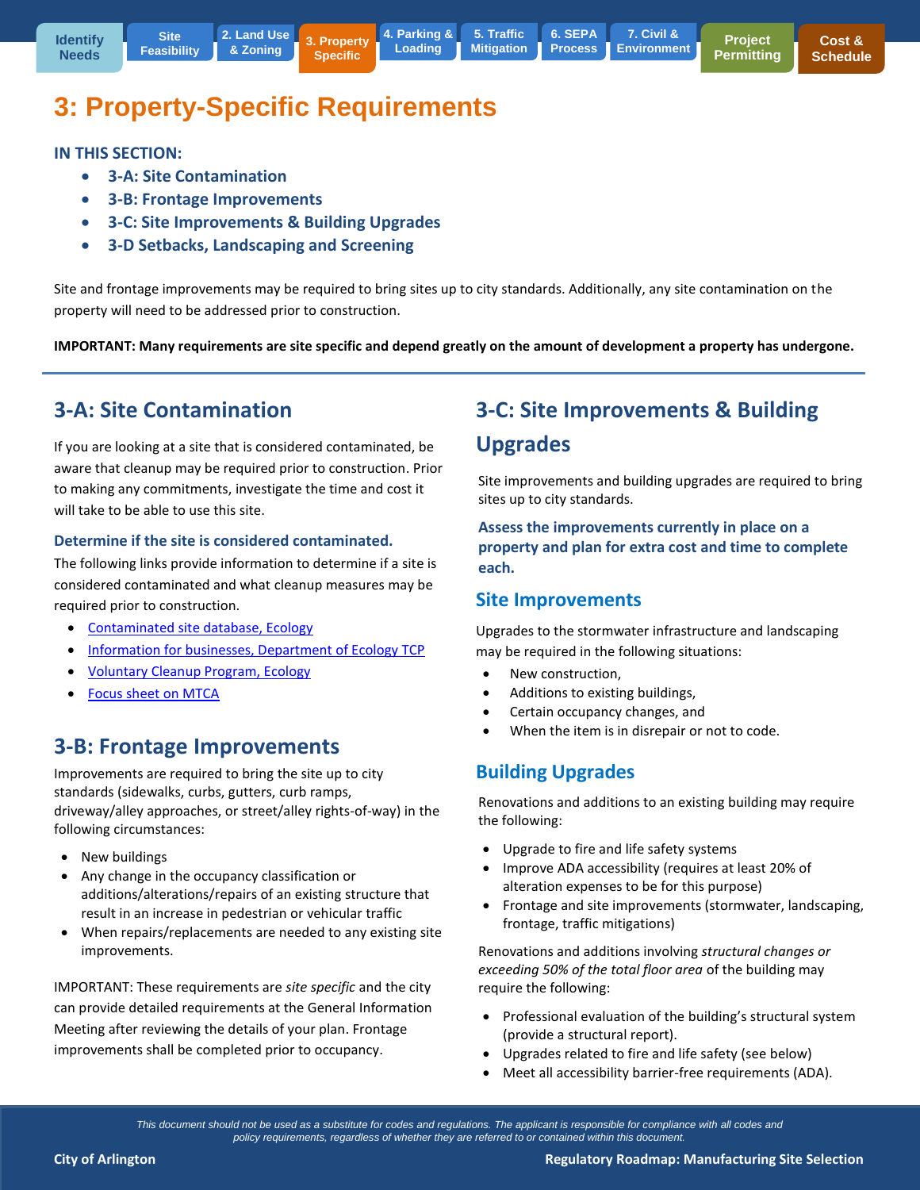# 3: Property-Specific Requirements

**IN THIS SECTION:**

- **3-A: Site Contamination**
- **3-B: Frontage Improvements**
- **3-C: Site Improvements & Building Upgrades**
- **3-D Setbacks, Landscaping and Screening**

Site and frontage improvements may be required to bring sites up to city standards. Additionally, any site contamination on the property will need to be addressed prior to construction.

**IMPORTANT: Many requirements are site specific and depend greatly on the amount of development a property has undergone.**

## 3-A: Site Contamination

If you are looking at a site that is considered contaminated, be aware that cleanup may be required prior to construction. Prior to making any commitments, investigate the time and cost it will take to be able to use this site.

**Determine if the site is considered contaminated.**

The following links provide information to determine if a site is considered contaminated and what cleanup measures may be required prior to construction.

- Contaminated site database, Ecology
- Information for businesses, Department of Ecology TCP
- Voluntary Cleanup Program, Ecology
- Focus sheet on MTCA

## 3-B: Frontage Improvements

Improvements are required to bring the site up to city standards (sidewalks, curbs, gutters, curb ramps, driveway/alley approaches, or street/alley rights-of-way) in the following circumstances:

- New buildings
- Any change in the occupancy classification or additions/alterations/repairs of an existing structure that result in an increase in pedestrian or vehicular traffic
- When repairs/replacements are needed to any existing site improvements.

IMPORTANT: These requirements are *site specific* and the city can provide detailed requirements at the General Information Meeting after reviewing the details of your plan. Frontage improvements shall be completed prior to occupancy.

## 3-C: Site Improvements & Building Upgrades

Site improvements and building upgrades are required to bring sites up to city standards.

**Assess the improvements currently in place on a property and plan for extra cost and time to complete each.**

### Site Improvements

Upgrades to the stormwater infrastructure and landscaping may be required in the following situations:

- New construction,
- Additions to existing buildings,
- Certain occupancy changes, and
- When the item is in disrepair or not to code.

### Building Upgrades

Renovations and additions to an existing building may require the following:

- Upgrade to fire and life safety systems
- Improve ADA accessibility (requires at least 20% of alteration expenses to be for this purpose)
- Frontage and site improvements (stormwater, landscaping, frontage, traffic mitigations)

Renovations and additions involving *structural changes or exceeding 50% of the total floor area* of the building may require the following:

- Professional evaluation of the building's structural system (provide a structural report).
- Upgrades related to fire and life safety (see below)
- Meet all accessibility barrier-free requirements (ADA).

*This document should not be used as a substitute for codes and regulations. The applicant is responsible for compliance with all codes and policy requirements, regardless of whether they are referred to or contained within this document.*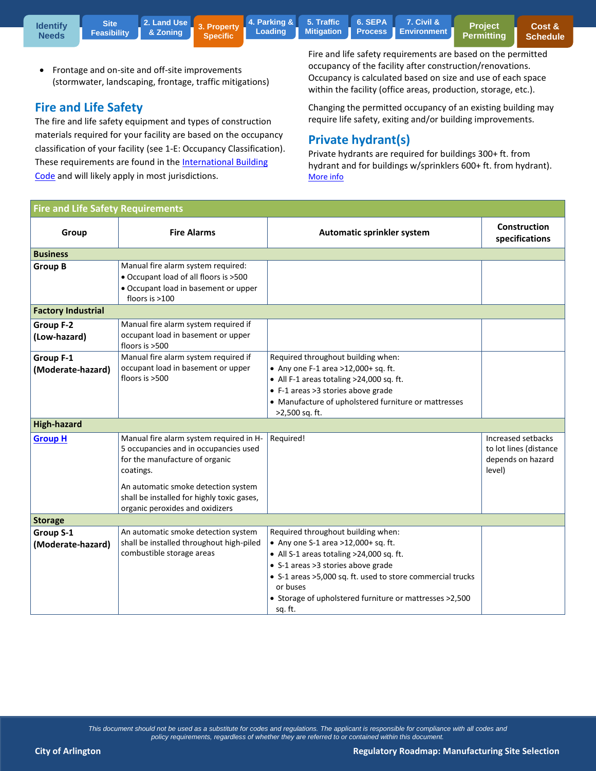- Frontage and on-site and off-site improvements (stormwater, landscaping, frontage, traffic mitigations)

## Fire and Life Safety

The fire and life safety equipment and types of construction materials required for your facility are based on the occupancy classification of your facility (see 1-E: Occupancy Classification). These requirements are found in the International Building Code and will likely apply in most jurisdictions.

Fire and life safety requirements are based on the permitted occupancy of the facility after construction/renovations. Occupancy is calculated based on size and use of each space within the facility (office areas, production, storage, etc.).

Changing the permitted occupancy of an existing building may require life safety, exiting and/or building improvements.

## Private hydrant(s)

Private hydrants are required for buildings 300+ ft. from hydrant and for buildings w/sprinklers 600+ ft. from hydrant). More info

**Fire and Life Safety Requirements**

| Group | Fire Alarms | Automatic sprinkler system | Construction specifications |
|---|---|---|---|
| **Business** | | | |
| **Group B** | Manual fire alarm system required:<br>• Occupant load of all floors is >500<br>• Occupant load in basement or upper floors is >100 | | |
| **Factory Industrial** | | | |
| **Group F-2 (Low-hazard)** | Manual fire alarm system required if occupant load in basement or upper floors is >500 | | |
| **Group F-1 (Moderate-hazard)** | Manual fire alarm system required if occupant load in basement or upper floors is >500 | Required throughout building when:<br>• Any one F-1 area >12,000+ sq. ft.<br>• All F-1 areas totaling >24,000 sq. ft.<br>• F-1 areas >3 stories above grade<br>• Manufacture of upholstered furniture or mattresses >2,500 sq. ft. | |
| **High-hazard** | | | |
| **Group H** | Manual fire alarm system required in H-5 occupancies and in occupancies used for the manufacture of organic coatings.<br><br>An automatic smoke detection system shall be installed for highly toxic gases, organic peroxides and oxidizers | Required! | Increased setbacks to lot lines (distance depends on hazard level) |
| **Storage** | | | |
| **Group S-1 (Moderate-hazard)** | An automatic smoke detection system shall be installed throughout high-piled combustible storage areas | Required throughout building when:<br>• Any one S-1 area >12,000+ sq. ft.<br>• All S-1 areas totaling >24,000 sq. ft.<br>• S-1 areas >3 stories above grade<br>• S-1 areas >5,000 sq. ft. used to store commercial trucks or buses<br>• Storage of upholstered furniture or mattresses >2,500 sq. ft. | |

*This document should not be used as a substitute for codes and regulations. The applicant is responsible for compliance with all codes and policy requirements, regardless of whether they are referred to or contained within this document.*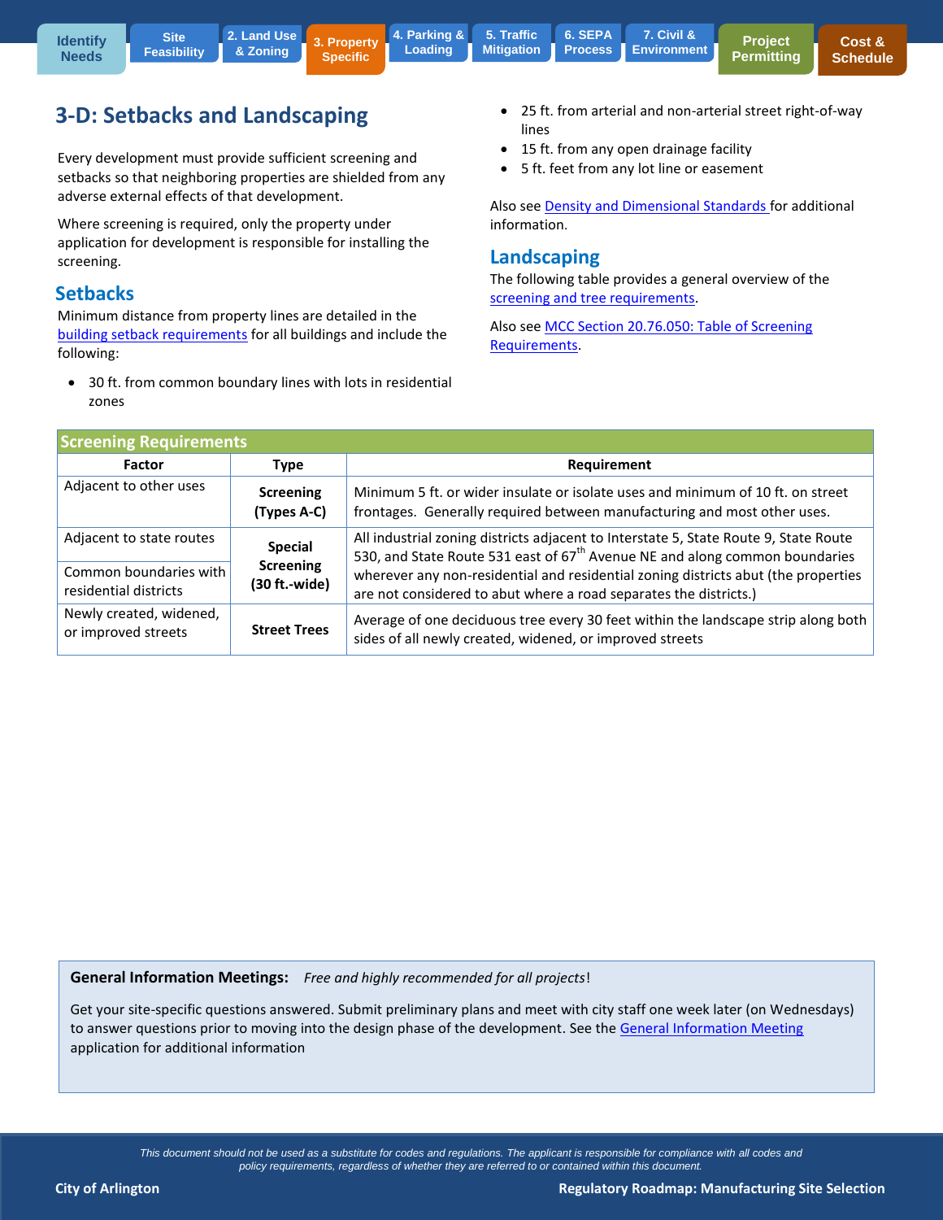# 3-D: Setbacks and Landscaping

Every development must provide sufficient screening and setbacks so that neighboring properties are shielded from any adverse external effects of that development.

Where screening is required, only the property under application for development is responsible for installing the screening.

## Setbacks

Minimum distance from property lines are detailed in the building setback requirements for all buildings and include the following:

- 30 ft. from common boundary lines with lots in residential zones
- 25 ft. from arterial and non-arterial street right-of-way lines
- 15 ft. from any open drainage facility
- 5 ft. feet from any lot line or easement

Also see Density and Dimensional Standards for additional information.

## Landscaping

The following table provides a general overview of the screening and tree requirements.

Also see MCC Section 20.76.050: Table of Screening Requirements.

**Screening Requirements**

| Factor | Type | Requirement |
|---|---|---|
| Adjacent to other uses | **Screening (Types A-C)** | Minimum 5 ft. or wider insulate or isolate uses and minimum of 10 ft. on street frontages. Generally required between manufacturing and most other uses. |
| Adjacent to state routes | **Special Screening (30 ft.-wide)** | All industrial zoning districts adjacent to Interstate 5, State Route 9, State Route 530, and State Route 531 east of 67th Avenue NE and along common boundaries wherever any non-residential and residential zoning districts abut (the properties are not considered to abut where a road separates the districts.) |
| Common boundaries with residential districts | | |
| Newly created, widened, or improved streets | **Street Trees** | Average of one deciduous tree every 30 feet within the landscape strip along both sides of all newly created, widened, or improved streets |

**General Information Meetings:** *Free and highly recommended for all projects*!

Get your site-specific questions answered. Submit preliminary plans and meet with city staff one week later (on Wednesdays) to answer questions prior to moving into the design phase of the development. See the General Information Meeting application for additional information

*This document should not be used as a substitute for codes and regulations. The applicant is responsible for compliance with all codes and policy requirements, regardless of whether they are referred to or contained within this document.*